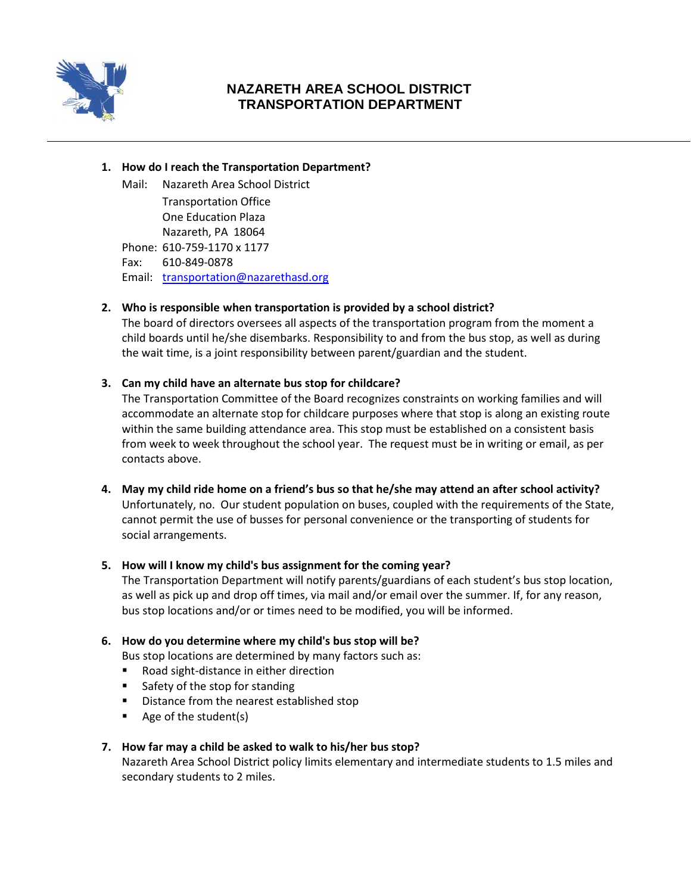# NAZARETH AREA SCHOOL DISTRICT
# TRANSPORTATION DEPARTMENT

1. **How do I reach the Transportation Department?**

   Mail: Nazareth Area School District
   Transportation Office
   One Education Plaza
   Nazareth, PA 18064

   Phone: 610-759-1170 x 1177

   Fax: 610-849-0878

   Email: transportation@nazarethasd.org

2. **Who is responsible when transportation is provided by a school district?**
   The board of directors oversees all aspects of the transportation program from the moment a child boards until he/she disembarks. Responsibility to and from the bus stop, as well as during the wait time, is a joint responsibility between parent/guardian and the student.

3. **Can my child have an alternate bus stop for childcare?**
   The Transportation Committee of the Board recognizes constraints on working families and will accommodate an alternate stop for childcare purposes where that stop is along an existing route within the same building attendance area. This stop must be established on a consistent basis from week to week throughout the school year. The request must be in writing or email, as per contacts above.

4. **May my child ride home on a friend's bus so that he/she may attend an after school activity?**
   Unfortunately, no. Our student population on buses, coupled with the requirements of the State, cannot permit the use of busses for personal convenience or the transporting of students for social arrangements.

5. **How will I know my child's bus assignment for the coming year?**
   The Transportation Department will notify parents/guardians of each student's bus stop location, as well as pick up and drop off times, via mail and/or email over the summer. If, for any reason, bus stop locations and/or or times need to be modified, you will be informed.

6. **How do you determine where my child's bus stop will be?**
   Bus stop locations are determined by many factors such as:
   - Road sight-distance in either direction
   - Safety of the stop for standing
   - Distance from the nearest established stop
   - Age of the student(s)

7. **How far may a child be asked to walk to his/her bus stop?**
   Nazareth Area School District policy limits elementary and intermediate students to 1.5 miles and secondary students to 2 miles.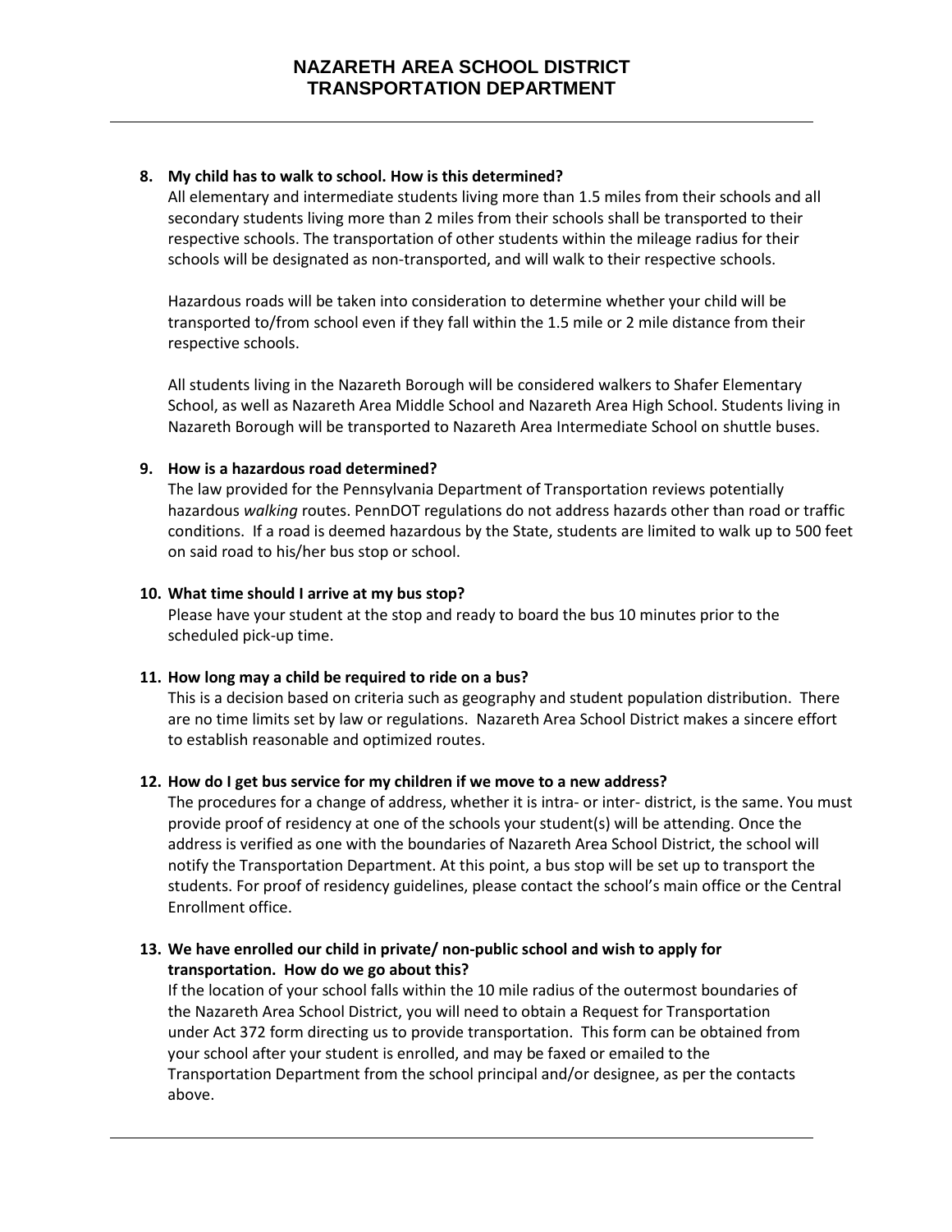**8. My child has to walk to school. How is this determined?**

All elementary and intermediate students living more than 1.5 miles from their schools and all secondary students living more than 2 miles from their schools shall be transported to their respective schools. The transportation of other students within the mileage radius for their schools will be designated as non-transported, and will walk to their respective schools.

Hazardous roads will be taken into consideration to determine whether your child will be transported to/from school even if they fall within the 1.5 mile or 2 mile distance from their respective schools.

All students living in the Nazareth Borough will be considered walkers to Shafer Elementary School, as well as Nazareth Area Middle School and Nazareth Area High School. Students living in Nazareth Borough will be transported to Nazareth Area Intermediate School on shuttle buses.

**9. How is a hazardous road determined?**

The law provided for the Pennsylvania Department of Transportation reviews potentially hazardous *walking* routes. PennDOT regulations do not address hazards other than road or traffic conditions. If a road is deemed hazardous by the State, students are limited to walk up to 500 feet on said road to his/her bus stop or school.

**10. What time should I arrive at my bus stop?**

Please have your student at the stop and ready to board the bus 10 minutes prior to the scheduled pick-up time.

**11. How long may a child be required to ride on a bus?**

This is a decision based on criteria such as geography and student population distribution. There are no time limits set by law or regulations. Nazareth Area School District makes a sincere effort to establish reasonable and optimized routes.

**12. How do I get bus service for my children if we move to a new address?**

The procedures for a change of address, whether it is intra- or inter- district, is the same. You must provide proof of residency at one of the schools your student(s) will be attending. Once the address is verified as one with the boundaries of Nazareth Area School District, the school will notify the Transportation Department. At this point, a bus stop will be set up to transport the students. For proof of residency guidelines, please contact the school's main office or the Central Enrollment office.

**13. We have enrolled our child in private/ non-public school and wish to apply for transportation. How do we go about this?**

If the location of your school falls within the 10 mile radius of the outermost boundaries of the Nazareth Area School District, you will need to obtain a Request for Transportation under Act 372 form directing us to provide transportation. This form can be obtained from your school after your student is enrolled, and may be faxed or emailed to the Transportation Department from the school principal and/or designee, as per the contacts above.